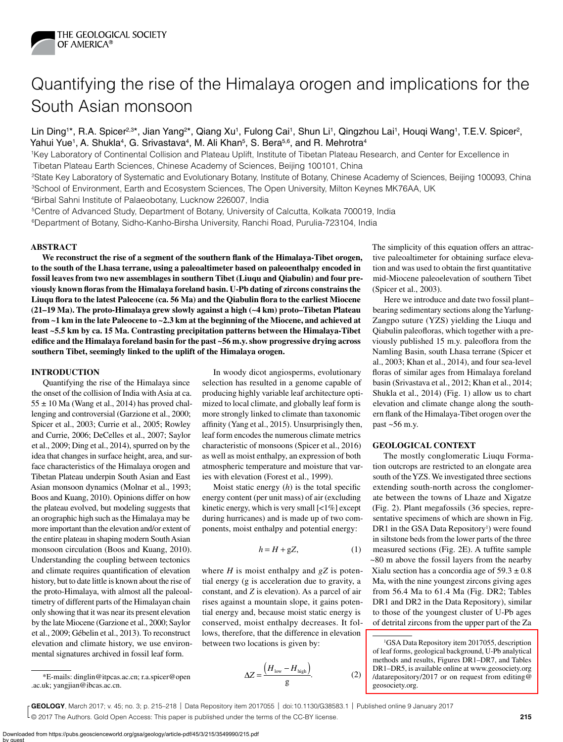# Quantifying the rise of the Himalaya orogen and implications for the South Asian monsoon

Lin Ding[1]*, R.A. Spicer[2,3]*, Jian Yang[2]*, Qiang Xu[1], Fulong Cai[1], Shun Li[1], Qingzhou Lai[1], Houqi Wang[1], T.E.V. Spicer[2], Yahui Yue[1], A. Shukla[4], G. Srivastava[4], M. Ali Khan[5], S. Bera[5,6], and R. Mehrotra[4]

[1]Key Laboratory of Continental Collision and Plateau Uplift, Institute of Tibetan Plateau Research, and Center for Excellence in Tibetan Plateau Earth Sciences, Chinese Academy of Sciences, Beijing 100101, China

[2]State Key Laboratory of Systematic and Evolutionary Botany, Institute of Botany, Chinese Academy of Sciences, Beijing 100093, China

[3]School of Environment, Earth and Ecosystem Sciences, The Open University, Milton Keynes MK76AA, UK

[4]Birbal Sahni Institute of Palaeobotany, Lucknow 226007, India

[5]Centre of Advanced Study, Department of Botany, University of Calcutta, Kolkata 700019, India

[6]Department of Botany, Sidho-Kanho-Birsha University, Ranchi Road, Purulia-723104, India

## ABSTRACT

**We reconstruct the rise of a segment of the southern flank of the Himalaya-Tibet orogen, to the south of the Lhasa terrane, using a paleoaltimeter based on paleoenthalpy encoded in fossil leaves from two new assemblages in southern Tibet (Liuqu and Qiabulin) and four previously known floras from the Himalaya foreland basin. U-Pb dating of zircons constrains the Liuqu flora to the latest Paleocene (ca. 56 Ma) and the Qiabulin flora to the earliest Miocene (21–19 Ma). The proto-Himalaya grew slowly against a high (~4 km) proto–Tibetan Plateau from ~1 km in the late Paleocene to ~2.3 km at the beginning of the Miocene, and achieved at least ~5.5 km by ca. 15 Ma. Contrasting precipitation patterns between the Himalaya-Tibet edifice and the Himalaya foreland basin for the past ~56 m.y. show progressive drying across southern Tibet, seemingly linked to the uplift of the Himalaya orogen.**

## INTRODUCTION

Quantifying the rise of the Himalaya since the onset of the collision of India with Asia at ca. 55 ± 10 Ma (Wang et al., 2014) has proved challenging and controversial (Garzione et al., 2000; Spicer et al., 2003; Currie et al., 2005; Rowley and Currie, 2006; DeCelles et al., 2007; Saylor et al., 2009; Ding et al., 2014), spurred on by the idea that changes in surface height, area, and surface characteristics of the Himalaya orogen and Tibetan Plateau underpin South Asian and East Asian monsoon dynamics (Molnar et al., 1993; Boos and Kuang, 2010). Opinions differ on how the plateau evolved, but modeling suggests that an orographic high such as the Himalaya may be more important than the elevation and/or extent of the entire plateau in shaping modern South Asian monsoon circulation (Boos and Kuang, 2010). Understanding the coupling between tectonics and climate requires quantification of elevation history, but to date little is known about the rise of the proto-Himalaya, with almost all the paleoaltimetry of different parts of the Himalayan chain only showing that it was near its present elevation by the late Miocene (Garzione et al., 2000; Saylor et al., 2009; Gébelin et al., 2013). To reconstruct elevation and climate history, we use environmental signatures archived in fossil leaf form.

In woody dicot angiosperms, evolutionary selection has resulted in a genome capable of producing highly variable leaf architecture optimized to local climate, and globally leaf form is more strongly linked to climate than taxonomic affinity (Yang et al., 2015). Unsurprisingly then, leaf form encodes the numerous climate metrics characteristic of monsoons (Spicer et al., 2016) as well as moist enthalpy, an expression of both atmospheric temperature and moisture that varies with elevation (Forest et al., 1999).

Moist static energy ($h$) is the total specific energy content (per unit mass) of air (excluding kinetic energy, which is very small [<1%] except during hurricanes) and is made up of two components, moist enthalpy and potential energy:

$$h = H + gZ, \tag{1}$$

where $H$ is moist enthalpy and $gZ$ is potential energy (g is acceleration due to gravity, a constant, and $Z$ is elevation). As a parcel of air rises against a mountain slope, it gains potential energy and, because moist static energy is conserved, moist enthalpy decreases. It follows, therefore, that the difference in elevation between two locations is given by:

$$\Delta Z = \frac{\left(H_{\text{low}} - H_{\text{high}}\right)}{g}. \tag{2}$$

The simplicity of this equation offers an attractive paleoaltimeter for obtaining surface elevation and was used to obtain the first quantitative mid-Miocene paleoelevation of southern Tibet (Spicer et al., 2003).

Here we introduce and date two fossil plant–bearing sedimentary sections along the Yarlung-Zangpo suture (YZS) yielding the Liuqu and Qiabulin paleofloras, which together with a previously published 15 m.y. paleoflora from the Namling Basin, south Lhasa terrane (Spicer et al., 2003; Khan et al., 2014), and four sea-level floras of similar ages from Himalaya foreland basin (Srivastava et al., 2012; Khan et al., 2014; Shukla et al., 2014) (Fig. 1) allow us to chart elevation and climate change along the southern flank of the Himalaya-Tibet orogen over the past ~56 m.y.

## GEOLOGICAL CONTEXT

The mostly conglomeratic Liuqu Formation outcrops are restricted to an elongate area south of the YZS. We investigated three sections extending south-north across the conglomerate between the towns of Lhaze and Xigatze (Fig. 2). Plant megafossils (36 species, representative specimens of which are shown in Fig. DR1 in the GSA Data Repository[1]) were found in siltstone beds from the lower parts of the three measured sections (Fig. 2E). A tuffite sample ~80 m above the fossil layers from the nearby Xialu section has a concordia age of 59.3 ± 0.8 Ma, with the nine youngest zircons giving ages from 56.4 Ma to 61.4 Ma (Fig. DR2; Tables DR1 and DR2 in the Data Repository), similar to those of the youngest cluster of U-Pb ages of detrital zircons from the upper part of the Za

*E-mails: dinglin@itpcas.ac.cn; r.a.spicer@open.ac.uk; yangjian@ibcas.ac.cn.

[1]GSA Data Repository item 2017055, description of leaf forms, geological background, U-Pb analytical methods and results, Figures DR1–DR7, and Tables DR1–DR5, is available online at www.geosociety.org/datarepository/2017 or on request from editing@geosociety.org.

© 2017 The Authors. Gold Open Access: This paper is published under the terms of the CC-BY license.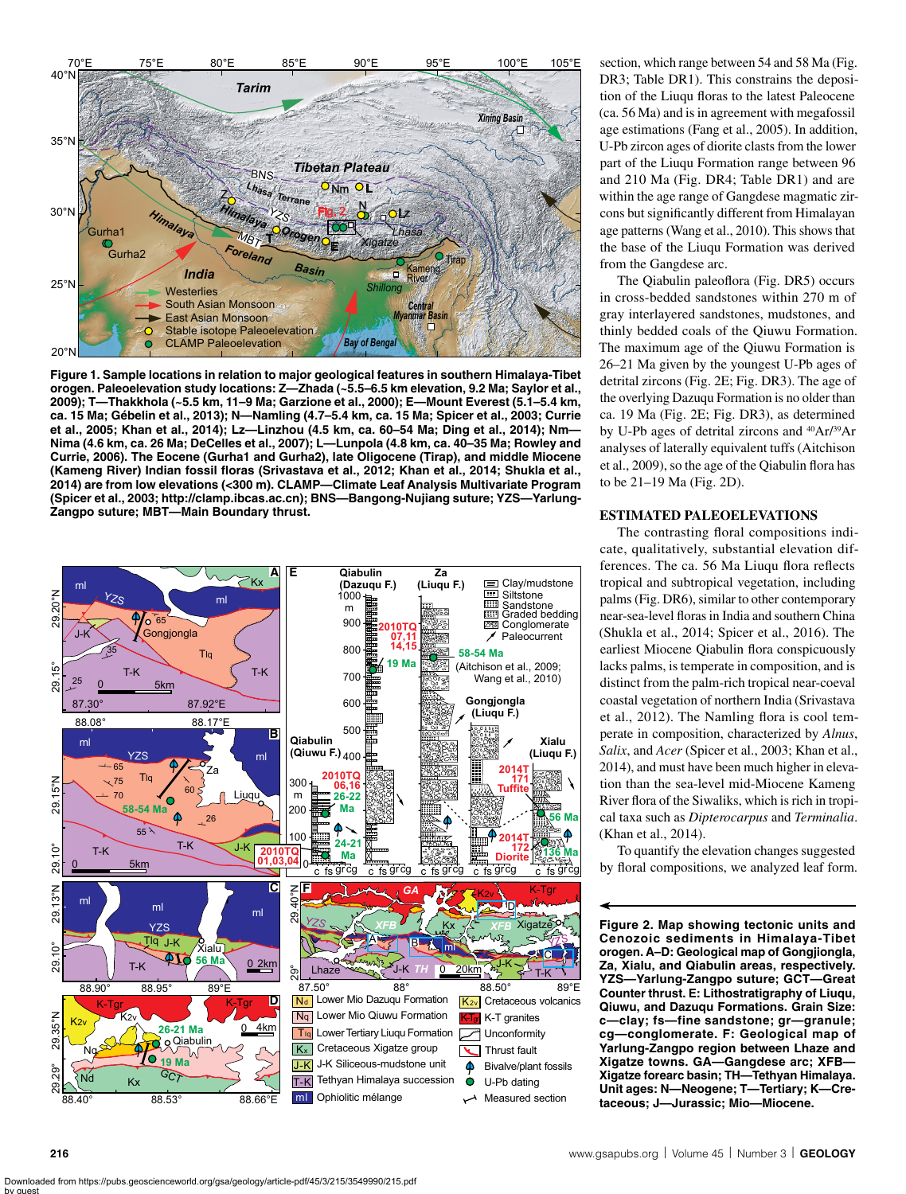Figure 1. Sample locations in relation to major geological features in southern Himalaya-Tibet orogen. Paleoelevation study locations: Z—Zhada (~5.5–6.5 km elevation, 9.2 Ma; Saylor et al., 2009); T—Thakkhola (~5.5 km, 11–9 Ma; Garzione et al., 2000); E—Mount Everest (5.1–5.4 km, ca. 15 Ma; Gébelin et al., 2013); N—Namling (4.7–5.4 km, ca. 15 Ma; Spicer et al., 2003; Currie et al., 2005; Khan et al., 2014); Lz—Linzhou (4.5 km, ca. 60–54 Ma; Ding et al., 2014); Nm—Nima (4.6 km, ca. 26 Ma; DeCelles et al., 2007); L—Lunpola (4.8 km, ca. 40–35 Ma; Rowley and Currie, 2006). The Eocene (Gurha1 and Gurha2), late Oligocene (Tirap), and middle Miocene (Kameng River) Indian fossil floras (Srivastava et al., 2012; Khan et al., 2014; Shukla et al., 2014) are from low elevations (<300 m). CLAMP—Climate Leaf Analysis Multivariate Program (Spicer et al., 2003; http://clamp.ibcas.ac.cn); BNS—Bangong-Nujiang suture; YZS—Yarlung-Zangpo suture; MBT—Main Boundary thrust.

Figure 2. Map showing tectonic units and Cenozoic sediments in Himalaya-Tibet orogen. A–D: Geological map of Gongjiongla, Za, Xialu, and Qiabulin areas, respectively. YZS—Yarlung-Zangpo suture; GCT—Great Counter thrust. E: Lithostratigraphy of Liuqu, Qiuwu, and Dazuqu Formations. Grain Size: c—clay; fs—fine sandstone; gr—granule; cg—conglomerate. F: Geological map of Yarlung-Zangpo region between Lhaze and Xigatze towns. GA—Gangdese arc; XFB—Xigatze forearc basin; TH—Tethyan Himalaya. Unit ages: N—Neogene; T—Tertiary; K—Cretaceous; J—Jurassic; Mio—Miocene.

section, which range between 54 and 58 Ma (Fig. DR3; Table DR1). This constrains the deposition of the Liuqu floras to the latest Paleocene (ca. 56 Ma) and is in agreement with megafossil age estimations (Fang et al., 2005). In addition, U-Pb zircon ages of diorite clasts from the lower part of the Liuqu Formation range between 96 and 210 Ma (Fig. DR4; Table DR1) and are within the age range of Gangdese magmatic zircons but significantly different from Himalayan age patterns (Wang et al., 2010). This shows that the base of the Liuqu Formation was derived from the Gangdese arc.

The Qiabulin paleoflora (Fig. DR5) occurs in cross-bedded sandstones within 270 m of gray interlayered sandstones, mudstones, and thinly bedded coals of the Qiuwu Formation. The maximum age of the Qiuwu Formation is 26–21 Ma given by the youngest U-Pb ages of detrital zircons (Fig. 2E; Fig. DR3). The age of the overlying Dazuqu Formation is no older than ca. 19 Ma (Fig. 2E; Fig. DR3), as determined by U-Pb ages of detrital zircons and $^{40}Ar/^{39}Ar$ analyses of laterally equivalent tuffs (Aitchison et al., 2009), so the age of the Qiabulin flora has to be 21–19 Ma (Fig. 2D).

## ESTIMATED PALEOELEVATIONS

The contrasting floral compositions indicate, qualitatively, substantial elevation differences. The ca. 56 Ma Liuqu flora reflects tropical and subtropical vegetation, including palms (Fig. DR6), similar to other contemporary near-sea-level floras in India and southern China (Shukla et al., 2014; Spicer et al., 2016). The earliest Miocene Qiabulin flora conspicuously lacks palms, is temperate in composition, and is distinct from the palm-rich tropical near-coeval coastal vegetation of northern India (Srivastava et al., 2012). The Namling flora is cool temperate in composition, characterized by *Alnus*, *Salix*, and *Acer* (Spicer et al., 2003; Khan et al., 2014), and must have been much higher in elevation than the sea-level mid-Miocene Kameng River flora of the Siwaliks, which is rich in tropical taxa such as *Dipterocarpus* and *Terminalia*. (Khan et al., 2014).

To quantify the elevation changes suggested by floral compositions, we analyzed leaf form.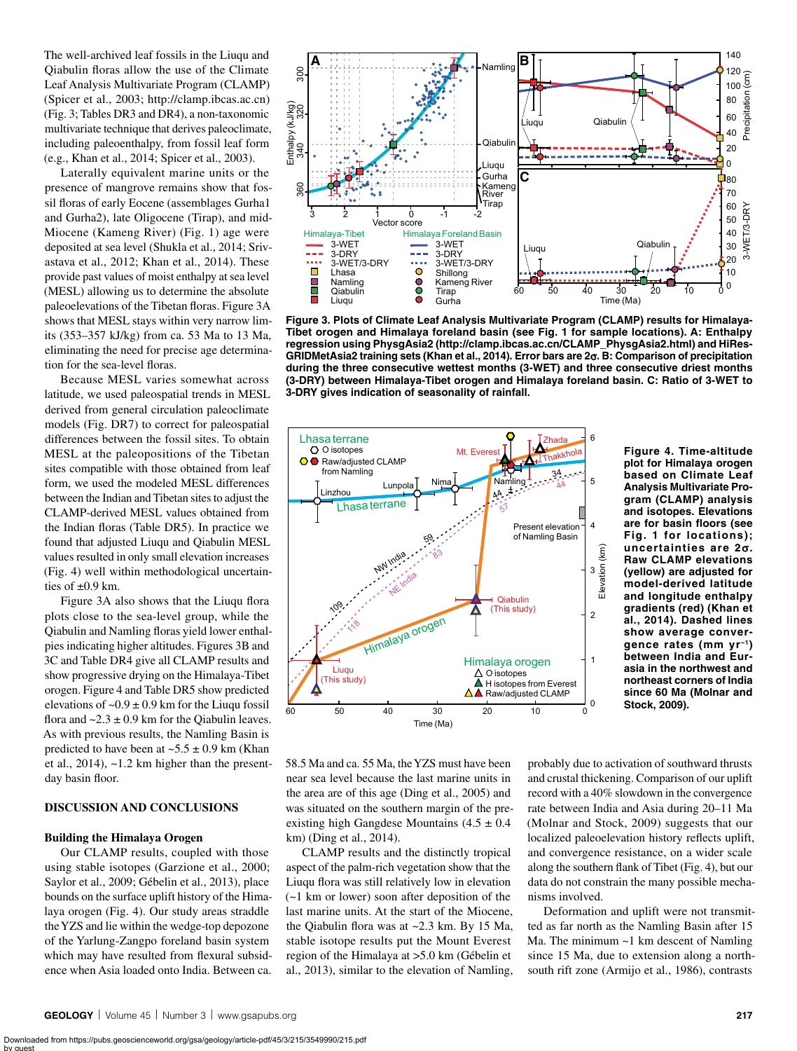The well-archived leaf fossils in the Liuqu and Qiabulin floras allow the use of the Climate Leaf Analysis Multivariate Program (CLAMP) (Spicer et al., 2003; http://clamp.ibcas.ac.cn) (Fig. 3; Tables DR3 and DR4), a non-taxonomic multivariate technique that derives paleoclimate, including paleoenthalpy, from fossil leaf form (e.g., Khan et al., 2014; Spicer et al., 2003).

Laterally equivalent marine units or the presence of mangrove remains show that fossil floras of early Eocene (assemblages Gurha1 and Gurha2), late Oligocene (Tirap), and mid-Miocene (Kameng River) (Fig. 1) age were deposited at sea level (Shukla et al., 2014; Srivastava et al., 2012; Khan et al., 2014). These provide past values of moist enthalpy at sea level (MESL) allowing us to determine the absolute paleoelevations of the Tibetan floras. Figure 3A shows that MESL stays within very narrow limits (353–357 kJ/kg) from ca. 53 Ma to 13 Ma, eliminating the need for precise age determination for the sea-level floras.

Because MESL varies somewhat across latitude, we used paleospatial trends in MESL derived from general circulation paleoclimate models (Fig. DR7) to correct for paleospatial differences between the fossil sites. To obtain MESL at the paleopositions of the Tibetan sites compatible with those obtained from leaf form, we used the modeled MESL differences between the Indian and Tibetan sites to adjust the CLAMP-derived MESL values obtained from the Indian floras (Table DR5). In practice we found that adjusted Liuqu and Qiabulin MESL values resulted in only small elevation increases (Fig. 4) well within methodological uncertainties of ±0.9 km.

Figure 3A also shows that the Liuqu flora plots close to the sea-level group, while the Qiabulin and Namling floras yield lower enthalpies indicating higher altitudes. Figures 3B and 3C and Table DR4 give all CLAMP results and show progressive drying on the Himalaya-Tibet orogen. Figure 4 and Table DR5 show predicted elevations of ~0.9 ± 0.9 km for the Liuqu fossil flora and ~2.3 ± 0.9 km for the Qiabulin leaves. As with previous results, the Namling Basin is predicted to have been at ~5.5 ± 0.9 km (Khan et al., 2014), ~1.2 km higher than the present-day basin floor.

**Figure 3. Plots of Climate Leaf Analysis Multivariate Program (CLAMP) results for Himalaya-Tibet orogen and Himalaya foreland basin (see Fig. 1 for sample locations). A: Enthalpy regression using PhysgAsia2 (http://clamp.ibcas.ac.cn/CLAMP_PhysgAsia2.html) and HiRes-GRIDMetAsia2 training sets (Khan et al., 2014). Error bars are 2σ. B: Comparison of precipitation during the three consecutive wettest months (3-WET) and three consecutive driest months (3-DRY) between Himalaya-Tibet orogen and Himalaya foreland basin. C: Ratio of 3-WET to 3-DRY gives indication of seasonality of rainfall.**

**Figure 4. Time-altitude plot for Himalaya orogen based on Climate Leaf Analysis Multivariate Program (CLAMP) analysis and isotopes. Elevations are for basin floors (see Fig. 1 for locations); uncertainties are 2σ. Raw CLAMP elevations (yellow) are adjusted for model-derived latitude and longitude enthalpy gradients (red) (Khan et al., 2014). Dashed lines show average convergence rates (mm $yr^{-1}$) between India and Eurasia in the northwest and northeast corners of India since 60 Ma (Molnar and Stock, 2009).**

## DISCUSSION AND CONCLUSIONS

### Building the Himalaya Orogen

Our CLAMP results, coupled with those using stable isotopes (Garzione et al., 2000; Saylor et al., 2009; Gébelin et al., 2013), place bounds on the surface uplift history of the Himalaya orogen (Fig. 4). Our study areas straddle the YZS and lie within the wedge-top depozone of the Yarlung-Zangpo foreland basin system which may have resulted from flexural subsidence when Asia loaded onto India. Between ca. 58.5 Ma and ca. 55 Ma, the YZS must have been near sea level because the last marine units in the area are of this age (Ding et al., 2005) and was situated on the southern margin of the pre-existing high Gangdese Mountains (4.5 ± 0.4 km) (Ding et al., 2014).

CLAMP results and the distinctly tropical aspect of the palm-rich vegetation show that the Liuqu flora was still relatively low in elevation (~1 km or lower) soon after deposition of the last marine units. At the start of the Miocene, the Qiabulin flora was at ~2.3 km. By 15 Ma, stable isotope results put the Mount Everest region of the Himalaya at >5.0 km (Gébelin et al., 2013), similar to the elevation of Namling, probably due to activation of southward thrusts and crustal thickening. Comparison of our uplift record with a 40% slowdown in the convergence rate between India and Asia during 20–11 Ma (Molnar and Stock, 2009) suggests that our localized paleoelevation history reflects uplift, and convergence resistance, on a wider scale along the southern flank of Tibet (Fig. 4), but our data do not constrain the many possible mechanisms involved.

Deformation and uplift were not transmitted as far north as the Namling Basin after 15 Ma. The minimum ~1 km descent of Namling since 15 Ma, due to extension along a north-south rift zone (Armijo et al., 1986), contrasts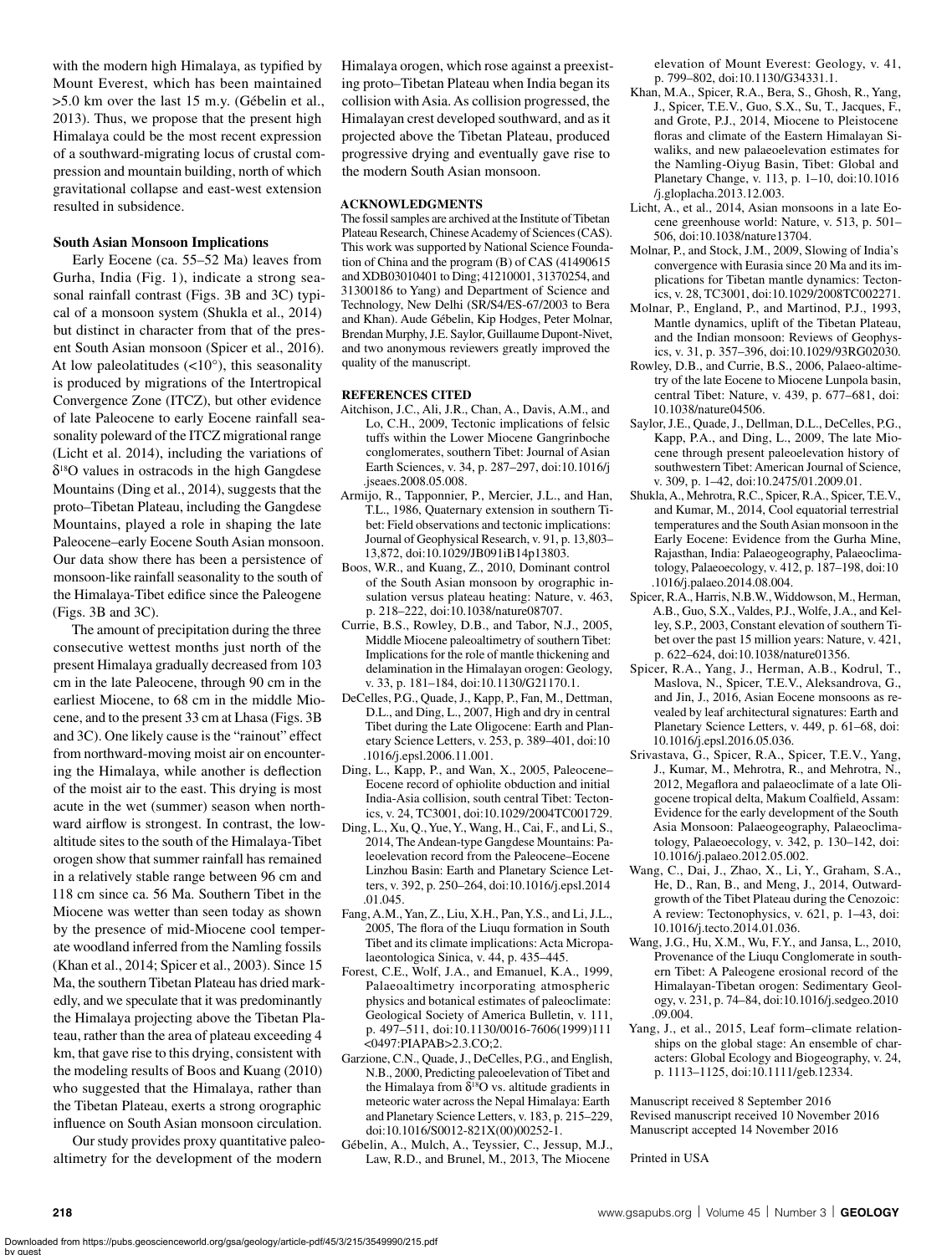with the modern high Himalaya, as typified by Mount Everest, which has been maintained >5.0 km over the last 15 m.y. (Gébelin et al., 2013). Thus, we propose that the present high Himalaya could be the most recent expression of a southward-migrating locus of crustal compression and mountain building, north of which gravitational collapse and east-west extension resulted in subsidence.

### South Asian Monsoon Implications

Early Eocene (ca. 55–52 Ma) leaves from Gurha, India (Fig. 1), indicate a strong seasonal rainfall contrast (Figs. 3B and 3C) typical of a monsoon system (Shukla et al., 2014) but distinct in character from that of the present South Asian monsoon (Spicer et al., 2016). At low paleolatitudes (<10°), this seasonality is produced by migrations of the Intertropical Convergence Zone (ITCZ), but other evidence of late Paleocene to early Eocene rainfall seasonality poleward of the ITCZ migrational range (Licht et al. 2014), including the variations of $\delta^{18}O$ values in ostracods in the high Gangdese Mountains (Ding et al., 2014), suggests that the proto–Tibetan Plateau, including the Gangdese Mountains, played a role in shaping the late Paleocene–early Eocene South Asian monsoon. Our data show there has been a persistence of monsoon-like rainfall seasonality to the south of the Himalaya-Tibet edifice since the Paleogene (Figs. 3B and 3C).

The amount of precipitation during the three consecutive wettest months just north of the present Himalaya gradually decreased from 103 cm in the late Paleocene, through 90 cm in the earliest Miocene, to 68 cm in the middle Miocene, and to the present 33 cm at Lhasa (Figs. 3B and 3C). One likely cause is the "rainout" effect from northward-moving moist air on encountering the Himalaya, while another is deflection of the moist air to the east. This drying is most acute in the wet (summer) season when northward airflow is strongest. In contrast, the low-altitude sites to the south of the Himalaya-Tibet orogen show that summer rainfall has remained in a relatively stable range between 96 cm and 118 cm since ca. 56 Ma. Southern Tibet in the Miocene was wetter than seen today as shown by the presence of mid-Miocene cool temperate woodland inferred from the Namling fossils (Khan et al., 2014; Spicer et al., 2003). Since 15 Ma, the southern Tibetan Plateau has dried markedly, and we speculate that it was predominantly the Himalaya projecting above the Tibetan Plateau, rather than the area of plateau exceeding 4 km, that gave rise to this drying, consistent with the modeling results of Boos and Kuang (2010) who suggested that the Himalaya, rather than the Tibetan Plateau, exerts a strong orographic influence on South Asian monsoon circulation.

Our study provides proxy quantitative paleoaltimetry for the development of the modern Himalaya orogen, which rose against a preexisting proto–Tibetan Plateau when India began its collision with Asia. As collision progressed, the Himalayan crest developed southward, and as it projected above the Tibetan Plateau, produced progressive drying and eventually gave rise to the modern South Asian monsoon.

### ACKNOWLEDGMENTS

The fossil samples are archived at the Institute of Tibetan Plateau Research, Chinese Academy of Sciences (CAS). This work was supported by National Science Foundation of China and the program (B) of CAS (41490615 and XDB03010401 to Ding; 41210001, 31370254, and 31300186 to Yang) and Department of Science and Technology, New Delhi (SR/S4/ES-67/2003 to Bera and Khan). Aude Gébelin, Kip Hodges, Peter Molnar, Brendan Murphy, J.E. Saylor, Guillaume Dupont-Nivet, and two anonymous reviewers greatly improved the quality of the manuscript.

### REFERENCES CITED

Aitchison, J.C., Ali, J.R., Chan, A., Davis, A.M., and Lo, C.H., 2009, Tectonic implications of felsic tuffs within the Lower Miocene Gangrinboche conglomerates, southern Tibet: Journal of Asian Earth Sciences, v. 34, p. 287–297, doi:10.1016/j.jseaes.2008.05.008.

Armijo, R., Tapponnier, P., Mercier, J.L., and Han, T.L., 1986, Quaternary extension in southern Tibet: Field observations and tectonic implications: Journal of Geophysical Research, v. 91, p. 13,803–13,872, doi:10.1029/JB091iB14p13803.

Boos, W.R., and Kuang, Z., 2010, Dominant control of the South Asian monsoon by orographic insulation versus plateau heating: Nature, v. 463, p. 218–222, doi:10.1038/nature08707.

Currie, B.S., Rowley, D.B., and Tabor, N.J., 2005, Middle Miocene paleoaltimetry of southern Tibet: Implications for the role of mantle thickening and delamination in the Himalayan orogen: Geology, v. 33, p. 181–184, doi:10.1130/G21170.1.

DeCelles, P.G., Quade, J., Kapp, P., Fan, M., Dettman, D.L., and Ding, L., 2007, High and dry in central Tibet during the Late Oligocene: Earth and Planetary Science Letters, v. 253, p. 389–401, doi:10.1016/j.epsl.2006.11.001.

Ding, L., Kapp, P., and Wan, X., 2005, Paleocene–Eocene record of ophiolite obduction and initial India-Asia collision, south central Tibet: Tectonics, v. 24, TC3001, doi:10.1029/2004TC001729.

Ding, L., Xu, Q., Yue, Y., Wang, H., Cai, F., and Li, S., 2014, The Andean-type Gangdese Mountains: Paleoelevation record from the Paleocene–Eocene Linzhou Basin: Earth and Planetary Science Letters, v. 392, p. 250–264, doi:10.1016/j.epsl.2014.01.045.

Fang, A.M., Yan, Z., Liu, X.H., Pan, Y.S., and Li, J.L., 2005, The flora of the Liuqu formation in South Tibet and its climate implications: Acta Micropalaeontologica Sinica, v. 44, p. 435–445.

Forest, C.E., Wolf, J.A., and Emanuel, K.A., 1999, Palaeoaltimetry incorporating atmospheric physics and botanical estimates of paleoclimate: Geological Society of America Bulletin, v. 111, p. 497–511, doi:10.1130/0016-7606(1999)111<0497:PIAPAB>2.3.CO;2.

Garzione, C.N., Quade, J., DeCelles, P.G., and English, N.B., 2000, Predicting paleoelevation of Tibet and the Himalaya from $\delta^{18}O$ vs. altitude gradients in meteoric water across the Nepal Himalaya: Earth and Planetary Science Letters, v. 183, p. 215–229, doi:10.1016/S0012-821X(00)00252-1.

Gébelin, A., Mulch, A., Teyssier, C., Jessup, M.J., Law, R.D., and Brunel, M., 2013, The Miocene elevation of Mount Everest: Geology, v. 41, p. 799–802, doi:10.1130/G34331.1.

Khan, M.A., Spicer, R.A., Bera, S., Ghosh, R., Yang, J., Spicer, T.E.V., Guo, S.X., Su, T., Jacques, F., and Grote, P.J., 2014, Miocene to Pleistocene floras and climate of the Eastern Himalayan Siwaliks, and new palaeoelevation estimates for the Namling-Oiyug Basin, Tibet: Global and Planetary Change, v. 113, p. 1–10, doi:10.1016/j.gloplacha.2013.12.003.

Licht, A., et al., 2014, Asian monsoons in a late Eocene greenhouse world: Nature, v. 513, p. 501–506, doi:10.1038/nature13704.

Molnar, P., and Stock, J.M., 2009, Slowing of India's convergence with Eurasia since 20 Ma and its implications for Tibetan mantle dynamics: Tectonics, v. 28, TC3001, doi:10.1029/2008TC002271.

Molnar, P., England, P., and Martinod, P.J., 1993, Mantle dynamics, uplift of the Tibetan Plateau, and the Indian monsoon: Reviews of Geophysics, v. 31, p. 357–396, doi:10.1029/93RG02030.

Rowley, D.B., and Currie, B.S., 2006, Palaeo-altimetry of the late Eocene to Miocene Lunpola basin, central Tibet: Nature, v. 439, p. 677–681, doi:10.1038/nature04506.

Saylor, J.E., Quade, J., Dellman, D.L., DeCelles, P.G., Kapp, P.A., and Ding, L., 2009, The late Miocene through present paleoelevation history of southwestern Tibet: American Journal of Science, v. 309, p. 1–42, doi:10.2475/01.2009.01.

Shukla, A., Mehrotra, R.C., Spicer, R.A., Spicer, T.E.V., and Kumar, M., 2014, Cool equatorial terrestrial temperatures and the South Asian monsoon in the Early Eocene: Evidence from the Gurha Mine, Rajasthan, India: Palaeogeography, Palaeoclimatology, Palaeoecology, v. 412, p. 187–198, doi:10.1016/j.palaeo.2014.08.004.

Spicer, R.A., Harris, N.B.W., Widdowson, M., Herman, A.B., Guo, S.X., Valdes, P.J., Wolfe, J.A., and Kelley, S.P., 2003, Constant elevation of southern Tibet over the past 15 million years: Nature, v. 421, p. 622–624, doi:10.1038/nature01356.

Spicer, R.A., Yang, J., Herman, A.B., Kodrul, T., Maslova, N., Spicer, T.E.V., Aleksandrova, G., and Jin, J., 2016, Asian Eocene monsoons as revealed by leaf architectural signatures: Earth and Planetary Science Letters, v. 449, p. 61–68, doi:10.1016/j.epsl.2016.05.036.

Srivastava, G., Spicer, R.A., Spicer, T.E.V., Yang, J., Kumar, M., Mehrotra, R., and Mehrotra, N., 2012, Megaflora and palaeoclimate of a late Oligocene tropical delta, Makum Coalfield, Assam: Evidence for the early development of the South Asia Monsoon: Palaeogeography, Palaeoclimatology, Palaeoecology, v. 342, p. 130–142, doi:10.1016/j.palaeo.2012.05.002.

Wang, C., Dai, J., Zhao, X., Li, Y., Graham, S.A., He, D., Ran, B., and Meng, J., 2014, Outward-growth of the Tibet Plateau during the Cenozoic: A review: Tectonophysics, v. 621, p. 1–43, doi:10.1016/j.tecto.2014.01.036.

Wang, J.G., Hu, X.M., Wu, F.Y., and Jansa, L., 2010, Provenance of the Liuqu Conglomerate in southern Tibet: A Paleogene erosional record of the Himalayan-Tibetan orogen: Sedimentary Geology, v. 231, p. 74–84, doi:10.1016/j.sedgeo.2010.09.004.

Yang, J., et al., 2015, Leaf form–climate relationships on the global stage: An ensemble of characters: Global Ecology and Biogeography, v. 24, p. 1113–1125, doi:10.1111/geb.12334.

Manuscript received 8 September 2016
Revised manuscript received 10 November 2016
Manuscript accepted 14 November 2016

Printed in USA